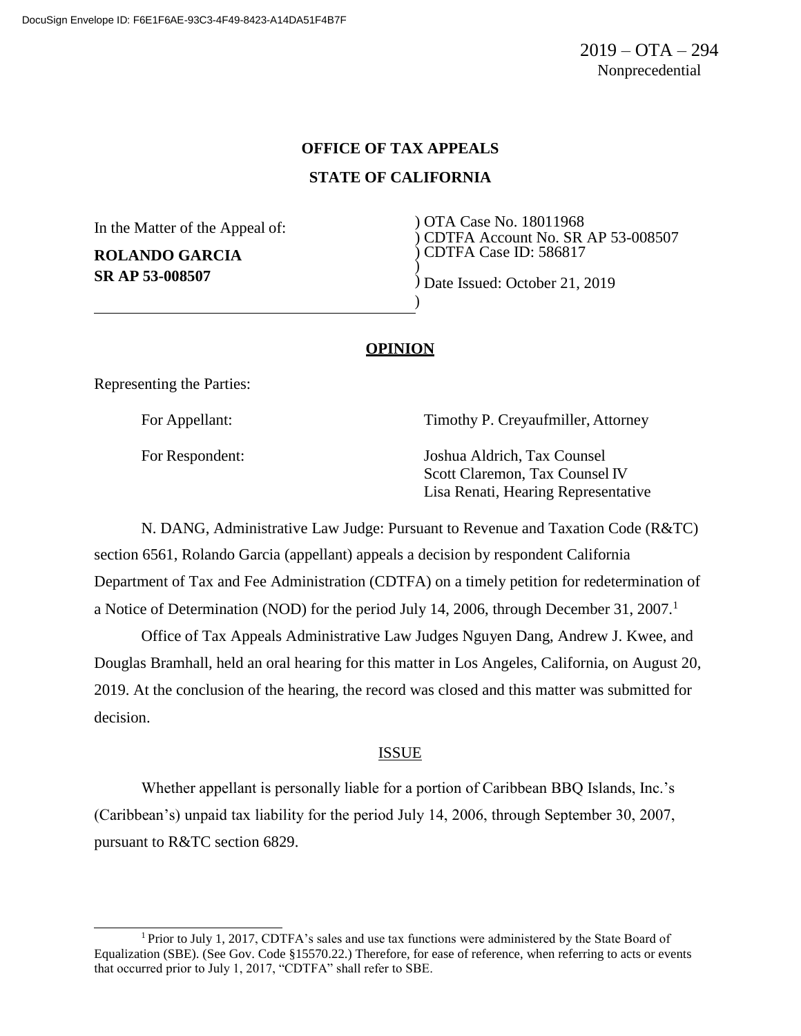DocuSign Envelope ID: F6E1F6AE-93C3-4F49-8423-A14DA51F4B7F

2019 – OTA – 294
Nonprecedential

**OFFICE OF TAX APPEALS**

**STATE OF CALIFORNIA**

| In the Matter of the Appeal of: | ) OTA Case No. 18011968 |
|---|---|
| **ROLANDO GARCIA** | ) CDTFA Account No. SR AP 53-008507 |
| **SR AP 53-008507** | ) CDTFA Case ID: 586817 |
| | ) |
| | ) Date Issued: October 21, 2019 |
| | ) |

## OPINION

Representing the Parties:

| | |
|---|---|
| For Appellant: | Timothy P. Creyaufmiller, Attorney |
| For Respondent: | Joshua Aldrich, Tax Counsel<br>Scott Claremon, Tax Counsel IV<br>Lisa Renati, Hearing Representative |

N. DANG, Administrative Law Judge: Pursuant to Revenue and Taxation Code (R&TC) section 6561, Rolando Garcia (appellant) appeals a decision by respondent California Department of Tax and Fee Administration (CDTFA) on a timely petition for redetermination of a Notice of Determination (NOD) for the period July 14, 2006, through December 31, 2007.[1]

Office of Tax Appeals Administrative Law Judges Nguyen Dang, Andrew J. Kwee, and Douglas Bramhall, held an oral hearing for this matter in Los Angeles, California, on August 20, 2019. At the conclusion of the hearing, the record was closed and this matter was submitted for decision.

### ISSUE

Whether appellant is personally liable for a portion of Caribbean BBQ Islands, Inc.'s (Caribbean's) unpaid tax liability for the period July 14, 2006, through September 30, 2007, pursuant to R&TC section 6829.

---

[1] Prior to July 1, 2017, CDTFA's sales and use tax functions were administered by the State Board of Equalization (SBE). (See Gov. Code §15570.22.) Therefore, for ease of reference, when referring to acts or events that occurred prior to July 1, 2017, "CDTFA" shall refer to SBE.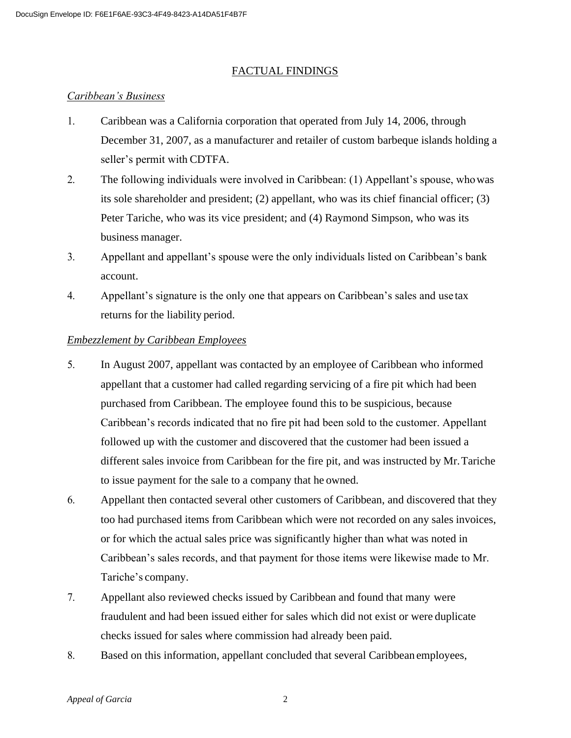## FACTUAL FINDINGS

### *Caribbean's Business*

1. Caribbean was a California corporation that operated from July 14, 2006, through December 31, 2007, as a manufacturer and retailer of custom barbeque islands holding a seller's permit with CDTFA.
2. The following individuals were involved in Caribbean: (1) Appellant's spouse, who was its sole shareholder and president; (2) appellant, who was its chief financial officer; (3) Peter Tariche, who was its vice president; and (4) Raymond Simpson, who was its business manager.
3. Appellant and appellant's spouse were the only individuals listed on Caribbean's bank account.
4. Appellant's signature is the only one that appears on Caribbean's sales and use tax returns for the liability period.

### *Embezzlement by Caribbean Employees*

5. In August 2007, appellant was contacted by an employee of Caribbean who informed appellant that a customer had called regarding servicing of a fire pit which had been purchased from Caribbean. The employee found this to be suspicious, because Caribbean's records indicated that no fire pit had been sold to the customer. Appellant followed up with the customer and discovered that the customer had been issued a different sales invoice from Caribbean for the fire pit, and was instructed by Mr. Tariche to issue payment for the sale to a company that he owned.
6. Appellant then contacted several other customers of Caribbean, and discovered that they too had purchased items from Caribbean which were not recorded on any sales invoices, or for which the actual sales price was significantly higher than what was noted in Caribbean's sales records, and that payment for those items were likewise made to Mr. Tariche's company.
7. Appellant also reviewed checks issued by Caribbean and found that many were fraudulent and had been issued either for sales which did not exist or were duplicate checks issued for sales where commission had already been paid.
8. Based on this information, appellant concluded that several Caribbean employees,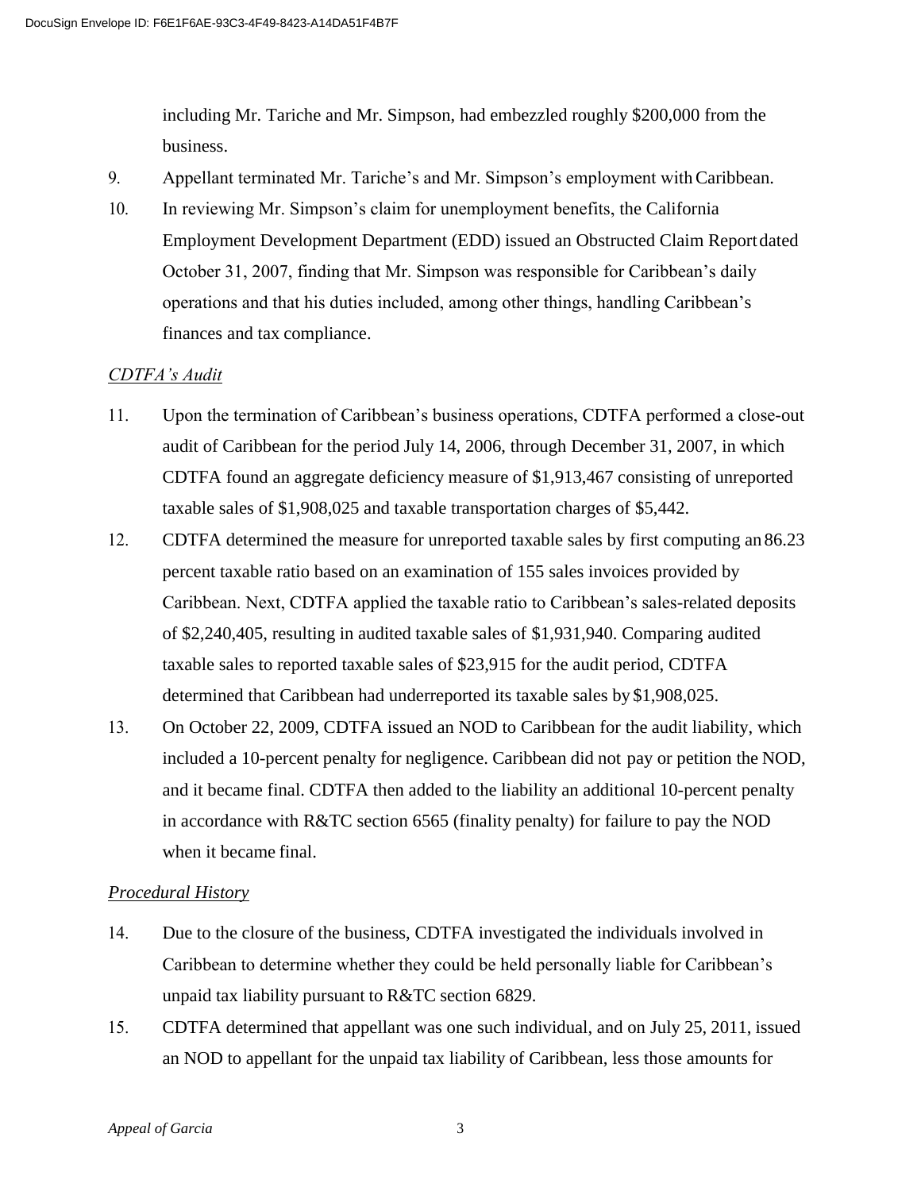including Mr. Tariche and Mr. Simpson, had embezzled roughly $200,000 from the business.

9. Appellant terminated Mr. Tariche's and Mr. Simpson's employment with Caribbean.
10. In reviewing Mr. Simpson's claim for unemployment benefits, the California Employment Development Department (EDD) issued an Obstructed Claim Report dated October 31, 2007, finding that Mr. Simpson was responsible for Caribbean's daily operations and that his duties included, among other things, handling Caribbean's finances and tax compliance.

*CDTFA's Audit*

11. Upon the termination of Caribbean's business operations, CDTFA performed a close-out audit of Caribbean for the period July 14, 2006, through December 31, 2007, in which CDTFA found an aggregate deficiency measure of $1,913,467 consisting of unreported taxable sales of $1,908,025 and taxable transportation charges of $5,442.
12. CDTFA determined the measure for unreported taxable sales by first computing an 86.23 percent taxable ratio based on an examination of 155 sales invoices provided by Caribbean. Next, CDTFA applied the taxable ratio to Caribbean's sales-related deposits of $2,240,405, resulting in audited taxable sales of $1,931,940. Comparing audited taxable sales to reported taxable sales of $23,915 for the audit period, CDTFA determined that Caribbean had underreported its taxable sales by $1,908,025.
13. On October 22, 2009, CDTFA issued an NOD to Caribbean for the audit liability, which included a 10-percent penalty for negligence. Caribbean did not pay or petition the NOD, and it became final. CDTFA then added to the liability an additional 10-percent penalty in accordance with R&TC section 6565 (finality penalty) for failure to pay the NOD when it became final.

*Procedural History*

14. Due to the closure of the business, CDTFA investigated the individuals involved in Caribbean to determine whether they could be held personally liable for Caribbean's unpaid tax liability pursuant to R&TC section 6829.
15. CDTFA determined that appellant was one such individual, and on July 25, 2011, issued an NOD to appellant for the unpaid tax liability of Caribbean, less those amounts for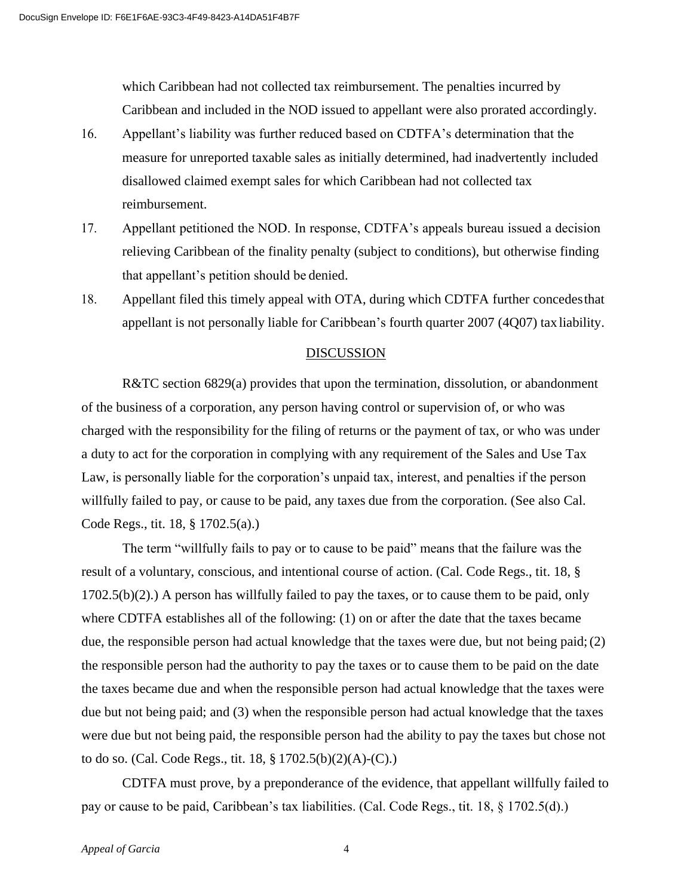which Caribbean had not collected tax reimbursement. The penalties incurred by Caribbean and included in the NOD issued to appellant were also prorated accordingly.

16. Appellant's liability was further reduced based on CDTFA's determination that the measure for unreported taxable sales as initially determined, had inadvertently included disallowed claimed exempt sales for which Caribbean had not collected tax reimbursement.
17. Appellant petitioned the NOD. In response, CDTFA's appeals bureau issued a decision relieving Caribbean of the finality penalty (subject to conditions), but otherwise finding that appellant's petition should be denied.
18. Appellant filed this timely appeal with OTA, during which CDTFA further concedes that appellant is not personally liable for Caribbean's fourth quarter 2007 (4Q07) tax liability.

## DISCUSSION

R&TC section 6829(a) provides that upon the termination, dissolution, or abandonment of the business of a corporation, any person having control or supervision of, or who was charged with the responsibility for the filing of returns or the payment of tax, or who was under a duty to act for the corporation in complying with any requirement of the Sales and Use Tax Law, is personally liable for the corporation's unpaid tax, interest, and penalties if the person willfully failed to pay, or cause to be paid, any taxes due from the corporation. (See also Cal. Code Regs., tit. 18, § 1702.5(a).)

The term "willfully fails to pay or to cause to be paid" means that the failure was the result of a voluntary, conscious, and intentional course of action. (Cal. Code Regs., tit. 18, § 1702.5(b)(2).) A person has willfully failed to pay the taxes, or to cause them to be paid, only where CDTFA establishes all of the following: (1) on or after the date that the taxes became due, the responsible person had actual knowledge that the taxes were due, but not being paid; (2) the responsible person had the authority to pay the taxes or to cause them to be paid on the date the taxes became due and when the responsible person had actual knowledge that the taxes were due but not being paid; and (3) when the responsible person had actual knowledge that the taxes were due but not being paid, the responsible person had the ability to pay the taxes but chose not to do so. (Cal. Code Regs., tit. 18, § 1702.5(b)(2)(A)-(C).)

CDTFA must prove, by a preponderance of the evidence, that appellant willfully failed to pay or cause to be paid, Caribbean's tax liabilities. (Cal. Code Regs., tit. 18, § 1702.5(d).)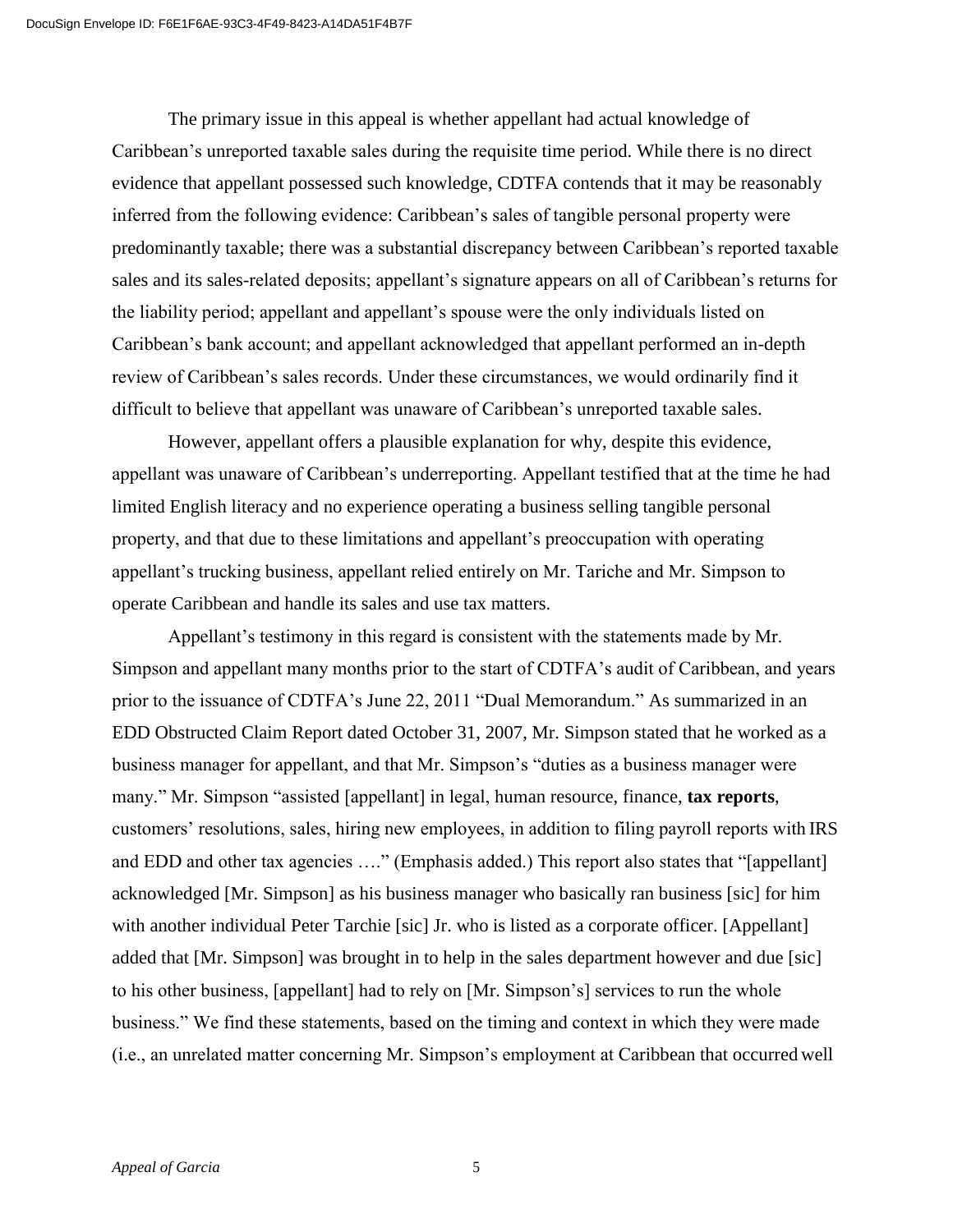The primary issue in this appeal is whether appellant had actual knowledge of Caribbean's unreported taxable sales during the requisite time period. While there is no direct evidence that appellant possessed such knowledge, CDTFA contends that it may be reasonably inferred from the following evidence: Caribbean's sales of tangible personal property were predominantly taxable; there was a substantial discrepancy between Caribbean's reported taxable sales and its sales-related deposits; appellant's signature appears on all of Caribbean's returns for the liability period; appellant and appellant's spouse were the only individuals listed on Caribbean's bank account; and appellant acknowledged that appellant performed an in-depth review of Caribbean's sales records. Under these circumstances, we would ordinarily find it difficult to believe that appellant was unaware of Caribbean's unreported taxable sales.

However, appellant offers a plausible explanation for why, despite this evidence, appellant was unaware of Caribbean's underreporting. Appellant testified that at the time he had limited English literacy and no experience operating a business selling tangible personal property, and that due to these limitations and appellant's preoccupation with operating appellant's trucking business, appellant relied entirely on Mr. Tariche and Mr. Simpson to operate Caribbean and handle its sales and use tax matters.

Appellant's testimony in this regard is consistent with the statements made by Mr. Simpson and appellant many months prior to the start of CDTFA's audit of Caribbean, and years prior to the issuance of CDTFA's June 22, 2011 "Dual Memorandum." As summarized in an EDD Obstructed Claim Report dated October 31, 2007, Mr. Simpson stated that he worked as a business manager for appellant, and that Mr. Simpson's "duties as a business manager were many." Mr. Simpson "assisted [appellant] in legal, human resource, finance, **tax reports**, customers' resolutions, sales, hiring new employees, in addition to filing payroll reports with IRS and EDD and other tax agencies …." (Emphasis added.) This report also states that "[appellant] acknowledged [Mr. Simpson] as his business manager who basically ran business [sic] for him with another individual Peter Tarchie [sic] Jr. who is listed as a corporate officer. [Appellant] added that [Mr. Simpson] was brought in to help in the sales department however and due [sic] to his other business, [appellant] had to rely on [Mr. Simpson's] services to run the whole business." We find these statements, based on the timing and context in which they were made (i.e., an unrelated matter concerning Mr. Simpson's employment at Caribbean that occurred well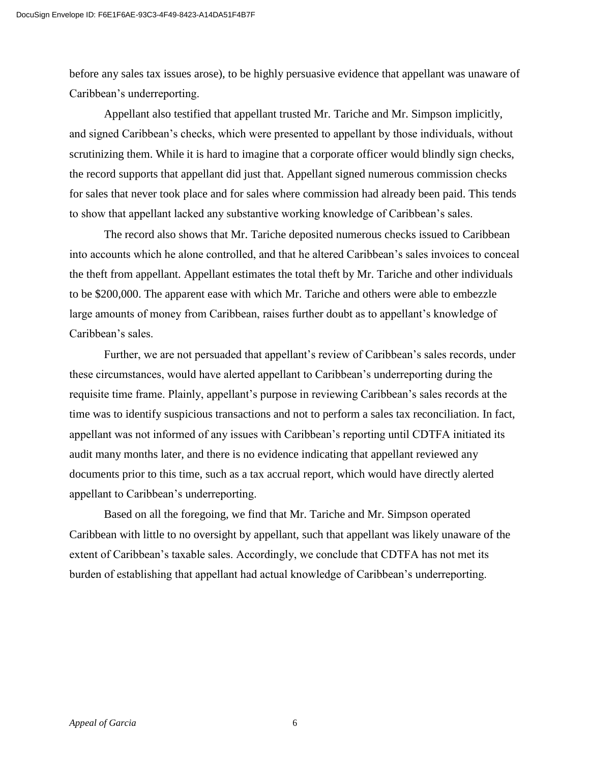before any sales tax issues arose), to be highly persuasive evidence that appellant was unaware of Caribbean's underreporting.

Appellant also testified that appellant trusted Mr. Tariche and Mr. Simpson implicitly, and signed Caribbean's checks, which were presented to appellant by those individuals, without scrutinizing them. While it is hard to imagine that a corporate officer would blindly sign checks, the record supports that appellant did just that. Appellant signed numerous commission checks for sales that never took place and for sales where commission had already been paid. This tends to show that appellant lacked any substantive working knowledge of Caribbean's sales.

The record also shows that Mr. Tariche deposited numerous checks issued to Caribbean into accounts which he alone controlled, and that he altered Caribbean's sales invoices to conceal the theft from appellant. Appellant estimates the total theft by Mr. Tariche and other individuals to be $200,000. The apparent ease with which Mr. Tariche and others were able to embezzle large amounts of money from Caribbean, raises further doubt as to appellant's knowledge of Caribbean's sales.

Further, we are not persuaded that appellant's review of Caribbean's sales records, under these circumstances, would have alerted appellant to Caribbean's underreporting during the requisite time frame. Plainly, appellant's purpose in reviewing Caribbean's sales records at the time was to identify suspicious transactions and not to perform a sales tax reconciliation. In fact, appellant was not informed of any issues with Caribbean's reporting until CDTFA initiated its audit many months later, and there is no evidence indicating that appellant reviewed any documents prior to this time, such as a tax accrual report, which would have directly alerted appellant to Caribbean's underreporting.

Based on all the foregoing, we find that Mr. Tariche and Mr. Simpson operated Caribbean with little to no oversight by appellant, such that appellant was likely unaware of the extent of Caribbean's taxable sales. Accordingly, we conclude that CDTFA has not met its burden of establishing that appellant had actual knowledge of Caribbean's underreporting.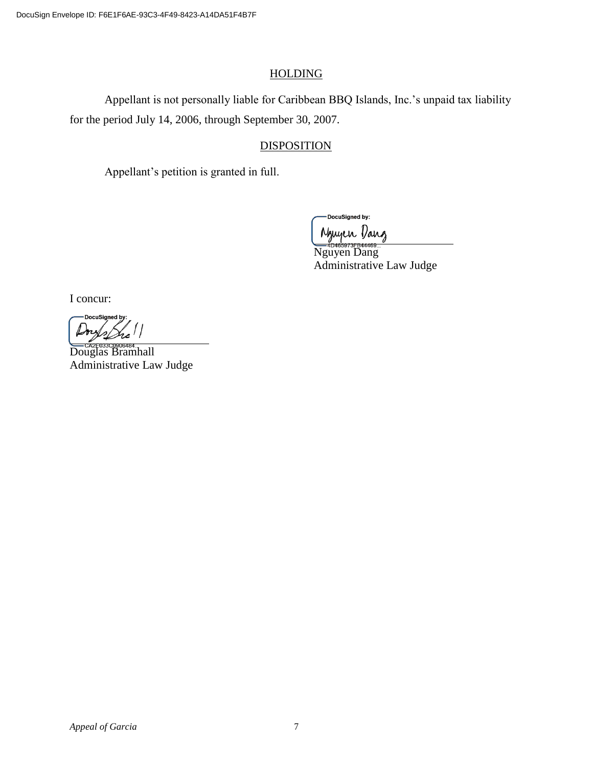## HOLDING

Appellant is not personally liable for Caribbean BBQ Islands, Inc.'s unpaid tax liability for the period July 14, 2006, through September 30, 2007.

## DISPOSITION

Appellant's petition is granted in full.

DocuSigned by:

Nguyen Dang
Administrative Law Judge

I concur:

DocuSigned by:

Douglas Bramhall
Administrative Law Judge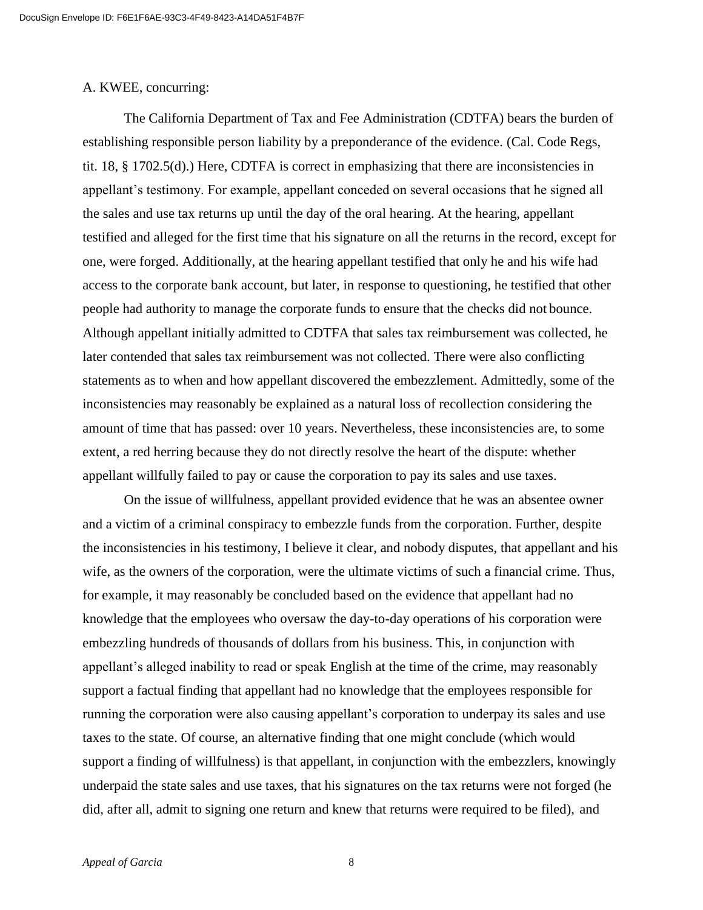A. KWEE, concurring:

The California Department of Tax and Fee Administration (CDTFA) bears the burden of establishing responsible person liability by a preponderance of the evidence. (Cal. Code Regs, tit. 18, § 1702.5(d).) Here, CDTFA is correct in emphasizing that there are inconsistencies in appellant's testimony. For example, appellant conceded on several occasions that he signed all the sales and use tax returns up until the day of the oral hearing. At the hearing, appellant testified and alleged for the first time that his signature on all the returns in the record, except for one, were forged. Additionally, at the hearing appellant testified that only he and his wife had access to the corporate bank account, but later, in response to questioning, he testified that other people had authority to manage the corporate funds to ensure that the checks did not bounce. Although appellant initially admitted to CDTFA that sales tax reimbursement was collected, he later contended that sales tax reimbursement was not collected. There were also conflicting statements as to when and how appellant discovered the embezzlement. Admittedly, some of the inconsistencies may reasonably be explained as a natural loss of recollection considering the amount of time that has passed: over 10 years. Nevertheless, these inconsistencies are, to some extent, a red herring because they do not directly resolve the heart of the dispute: whether appellant willfully failed to pay or cause the corporation to pay its sales and use taxes.

On the issue of willfulness, appellant provided evidence that he was an absentee owner and a victim of a criminal conspiracy to embezzle funds from the corporation. Further, despite the inconsistencies in his testimony, I believe it clear, and nobody disputes, that appellant and his wife, as the owners of the corporation, were the ultimate victims of such a financial crime. Thus, for example, it may reasonably be concluded based on the evidence that appellant had no knowledge that the employees who oversaw the day-to-day operations of his corporation were embezzling hundreds of thousands of dollars from his business. This, in conjunction with appellant's alleged inability to read or speak English at the time of the crime, may reasonably support a factual finding that appellant had no knowledge that the employees responsible for running the corporation were also causing appellant's corporation to underpay its sales and use taxes to the state. Of course, an alternative finding that one might conclude (which would support a finding of willfulness) is that appellant, in conjunction with the embezzlers, knowingly underpaid the state sales and use taxes, that his signatures on the tax returns were not forged (he did, after all, admit to signing one return and knew that returns were required to be filed), and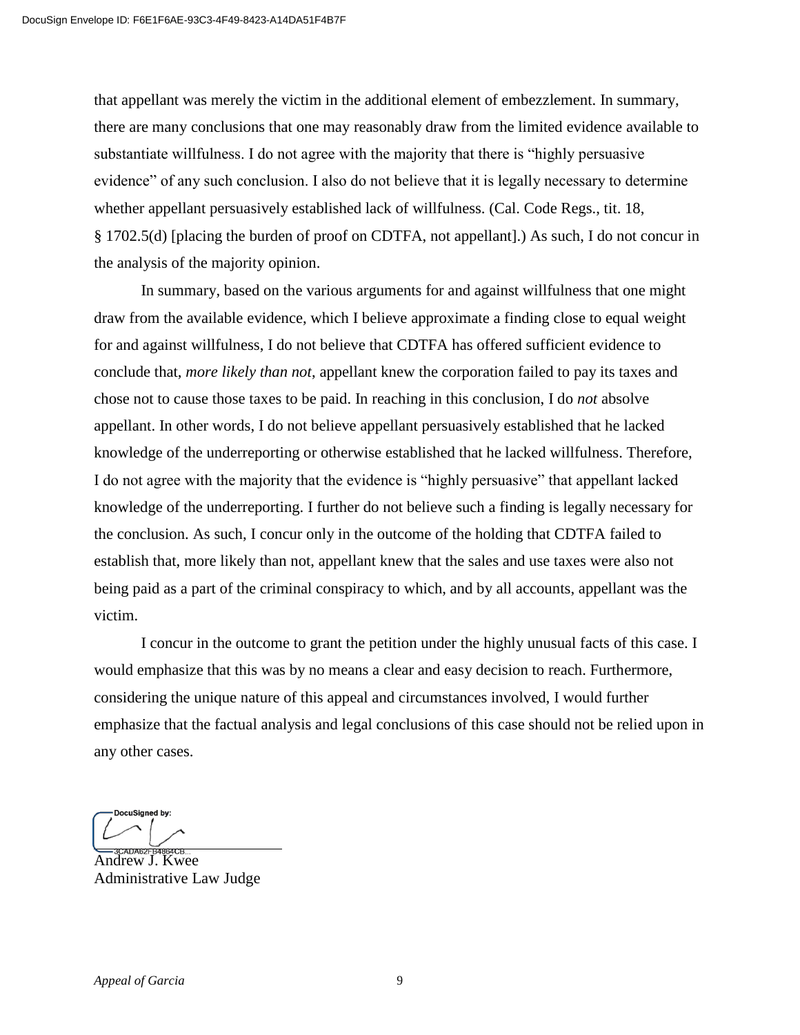that appellant was merely the victim in the additional element of embezzlement. In summary, there are many conclusions that one may reasonably draw from the limited evidence available to substantiate willfulness. I do not agree with the majority that there is "highly persuasive evidence" of any such conclusion. I also do not believe that it is legally necessary to determine whether appellant persuasively established lack of willfulness. (Cal. Code Regs., tit. 18, § 1702.5(d) [placing the burden of proof on CDTFA, not appellant].) As such, I do not concur in the analysis of the majority opinion.

In summary, based on the various arguments for and against willfulness that one might draw from the available evidence, which I believe approximate a finding close to equal weight for and against willfulness, I do not believe that CDTFA has offered sufficient evidence to conclude that, *more likely than not*, appellant knew the corporation failed to pay its taxes and chose not to cause those taxes to be paid. In reaching in this conclusion, I do *not* absolve appellant. In other words, I do not believe appellant persuasively established that he lacked knowledge of the underreporting or otherwise established that he lacked willfulness. Therefore, I do not agree with the majority that the evidence is "highly persuasive" that appellant lacked knowledge of the underreporting. I further do not believe such a finding is legally necessary for the conclusion. As such, I concur only in the outcome of the holding that CDTFA failed to establish that, more likely than not, appellant knew that the sales and use taxes were also not being paid as a part of the criminal conspiracy to which, and by all accounts, appellant was the victim.

I concur in the outcome to grant the petition under the highly unusual facts of this case. I would emphasize that this was by no means a clear and easy decision to reach. Furthermore, considering the unique nature of this appeal and circumstances involved, I would further emphasize that the factual analysis and legal conclusions of this case should not be relied upon in any other cases.

DocuSigned by:

3CADA62FB4864CB...

Andrew J. Kwee
Administrative Law Judge